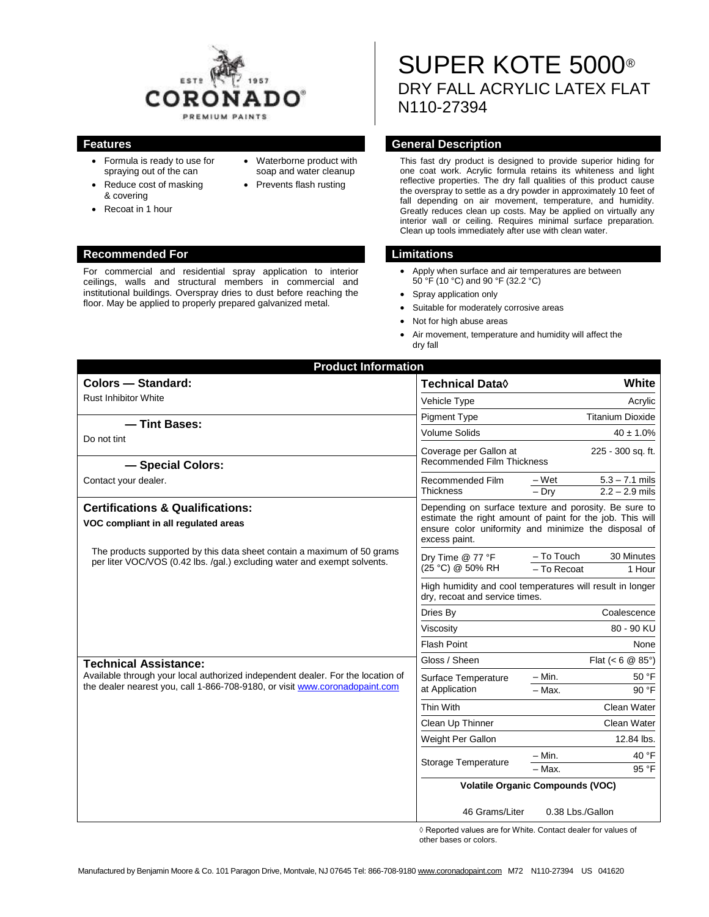CORONADO® PREMIUM PAINTS EST. 1957

# SUPER KOTE 5000®
## DRY FALL ACRYLIC LATEX FLAT
## N110-27394

### Features

- Formula is ready to use for spraying out of the can
- Reduce cost of masking & covering
- Recoat in 1 hour
- Waterborne product with soap and water cleanup
- Prevents flash rusting

### General Description

This fast dry product is designed to provide superior hiding for one coat work. Acrylic formula retains its whiteness and light reflective properties. The dry fall qualities of this product cause the overspray to settle as a dry powder in approximately 10 feet of fall depending on air movement, temperature, and humidity. Greatly reduces clean up costs. May be applied on virtually any interior wall or ceiling. Requires minimal surface preparation. Clean up tools immediately after use with clean water.

### Recommended For

For commercial and residential spray application to interior ceilings, walls and structural members in commercial and institutional buildings. Overspray dries to dust before reaching the floor. May be applied to properly prepared galvanized metal.

### Limitations

- Apply when surface and air temperatures are between 50 °F (10 °C) and 90 °F (32.2 °C)
- Spray application only
- Suitable for moderately corrosive areas
- Not for high abuse areas
- Air movement, temperature and humidity will affect the dry fall

## Product Information

**Colors — Standard:**

Rust Inhibitor White

**— Tint Bases:**

Do not tint

**— Special Colors:**

Contact your dealer.

**Certifications & Qualifications:**

**VOC compliant in all regulated areas**

The products supported by this data sheet contain a maximum of 50 grams per liter VOC/VOS (0.42 lbs. /gal.) excluding water and exempt solvents.

**Technical Assistance:**

Available through your local authorized independent dealer. For the location of the dealer nearest you, call 1-866-708-9180, or visit www.coronadopaint.com

| Technical Data◊ | | White |
|---|---|---|
| Vehicle Type | | Acrylic |
| Pigment Type | | Titanium Dioxide |
| Volume Solids | | 40 ± 1.0% |
| Coverage per Gallon at Recommended Film Thickness | | 225 - 300 sq. ft. |
| Recommended Film Thickness | – Wet | 5.3 – 7.1 mils |
| | – Dry | 2.2 – 2.9 mils |
| Depending on surface texture and porosity. Be sure to estimate the right amount of paint for the job. This will ensure color uniformity and minimize the disposal of excess paint. | | |
| Dry Time @ 77 °F (25 °C) @ 50% RH | – To Touch | 30 Minutes |
| | – To Recoat | 1 Hour |
| High humidity and cool temperatures will result in longer dry, recoat and service times. | | |
| Dries By | | Coalescence |
| Viscosity | | 80 - 90 KU |
| Flash Point | | None |
| Gloss / Sheen | | Flat (< 6 @ 85°) |
| Surface Temperature at Application | – Min. | 50 °F |
| | – Max. | 90 °F |
| Thin With | | Clean Water |
| Clean Up Thinner | | Clean Water |
| Weight Per Gallon | | 12.84 lbs. |
| Storage Temperature | – Min. | 40 °F |
| | – Max. | 95 °F |
| **Volatile Organic Compounds (VOC)** | | |
| 46 Grams/Liter | | 0.38 Lbs./Gallon |

◊ Reported values are for White. Contact dealer for values of other bases or colors.

Manufactured by Benjamin Moore & Co. 101 Paragon Drive, Montvale, NJ 07645 Tel: 866-708-9180 www.coronadopaint.com M72 N110-27394 US 041620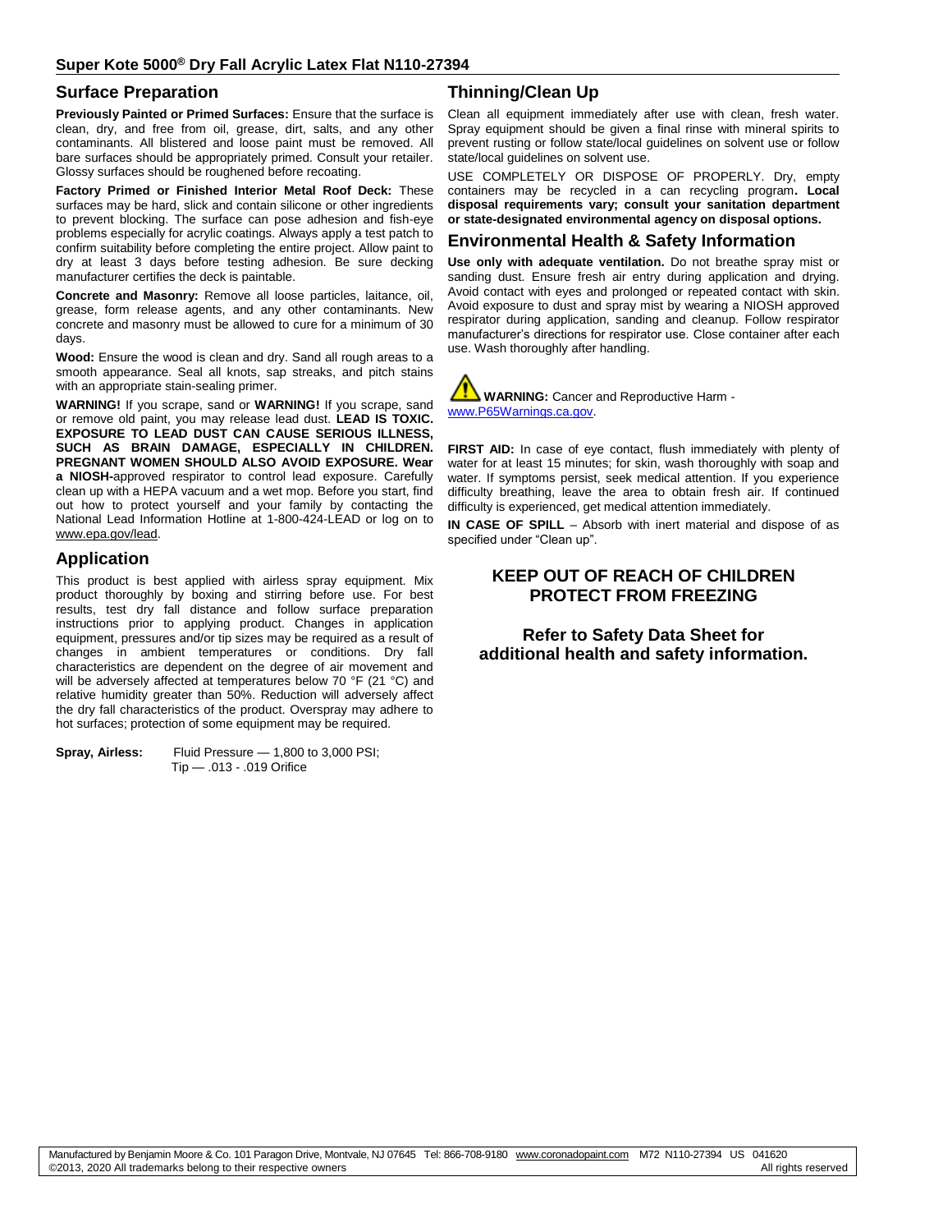## Super Kote 5000® Dry Fall Acrylic Latex Flat N110-27394

### Surface Preparation

**Previously Painted or Primed Surfaces:** Ensure that the surface is clean, dry, and free from oil, grease, dirt, salts, and any other contaminants. All blistered and loose paint must be removed. All bare surfaces should be appropriately primed. Consult your retailer. Glossy surfaces should be roughened before recoating.

**Factory Primed or Finished Interior Metal Roof Deck:** These surfaces may be hard, slick and contain silicone or other ingredients to prevent blocking. The surface can pose adhesion and fish-eye problems especially for acrylic coatings. Always apply a test patch to confirm suitability before completing the entire project. Allow paint to dry at least 3 days before testing adhesion. Be sure decking manufacturer certifies the deck is paintable.

**Concrete and Masonry:** Remove all loose particles, laitance, oil, grease, form release agents, and any other contaminants. New concrete and masonry must be allowed to cure for a minimum of 30 days.

**Wood:** Ensure the wood is clean and dry. Sand all rough areas to a smooth appearance. Seal all knots, sap streaks, and pitch stains with an appropriate stain-sealing primer.

**WARNING!** If you scrape, sand or **WARNING!** If you scrape, sand or remove old paint, you may release lead dust. **LEAD IS TOXIC. EXPOSURE TO LEAD DUST CAN CAUSE SERIOUS ILLNESS, SUCH AS BRAIN DAMAGE, ESPECIALLY IN CHILDREN. PREGNANT WOMEN SHOULD ALSO AVOID EXPOSURE. Wear a NIOSH-**approved respirator to control lead exposure. Carefully clean up with a HEPA vacuum and a wet mop. Before you start, find out how to protect yourself and your family by contacting the National Lead Information Hotline at 1-800-424-LEAD or log on to www.epa.gov/lead.

### Application

This product is best applied with airless spray equipment. Mix product thoroughly by boxing and stirring before use. For best results, test dry fall distance and follow surface preparation instructions prior to applying product. Changes in application equipment, pressures and/or tip sizes may be required as a result of changes in ambient temperatures or conditions. Dry fall characteristics are dependent on the degree of air movement and will be adversely affected at temperatures below 70 °F (21 °C) and relative humidity greater than 50%. Reduction will adversely affect the dry fall characteristics of the product. Overspray may adhere to hot surfaces; protection of some equipment may be required.

**Spray, Airless:** Fluid Pressure — 1,800 to 3,000 PSI;
Tip — .013 - .019 Orifice

### Thinning/Clean Up

Clean all equipment immediately after use with clean, fresh water. Spray equipment should be given a final rinse with mineral spirits to prevent rusting or follow state/local guidelines on solvent use or follow state/local guidelines on solvent use.

USE COMPLETELY OR DISPOSE OF PROPERLY. Dry, empty containers may be recycled in a can recycling program**. Local disposal requirements vary; consult your sanitation department or state-designated environmental agency on disposal options.**

### Environmental Health & Safety Information

**Use only with adequate ventilation.** Do not breathe spray mist or sanding dust. Ensure fresh air entry during application and drying. Avoid contact with eyes and prolonged or repeated contact with skin. Avoid exposure to dust and spray mist by wearing a NIOSH approved respirator during application, sanding and cleanup. Follow respirator manufacturer's directions for respirator use. Close container after each use. Wash thoroughly after handling.

**WARNING:** Cancer and Reproductive Harm - www.P65Warnings.ca.gov.

**FIRST AID:** In case of eye contact, flush immediately with plenty of water for at least 15 minutes; for skin, wash thoroughly with soap and water. If symptoms persist, seek medical attention. If you experience difficulty breathing, leave the area to obtain fresh air. If continued difficulty is experienced, get medical attention immediately.

**IN CASE OF SPILL** – Absorb with inert material and dispose of as specified under "Clean up".

**KEEP OUT OF REACH OF CHILDREN**
**PROTECT FROM FREEZING**

**Refer to Safety Data Sheet for additional health and safety information.**

Manufactured by Benjamin Moore & Co. 101 Paragon Drive, Montvale, NJ 07645 Tel: 866-708-9180 www.coronadopaint.com M72 N110-27394 US 041620
©2013, 2020 All trademarks belong to their respective owners All rights reserved